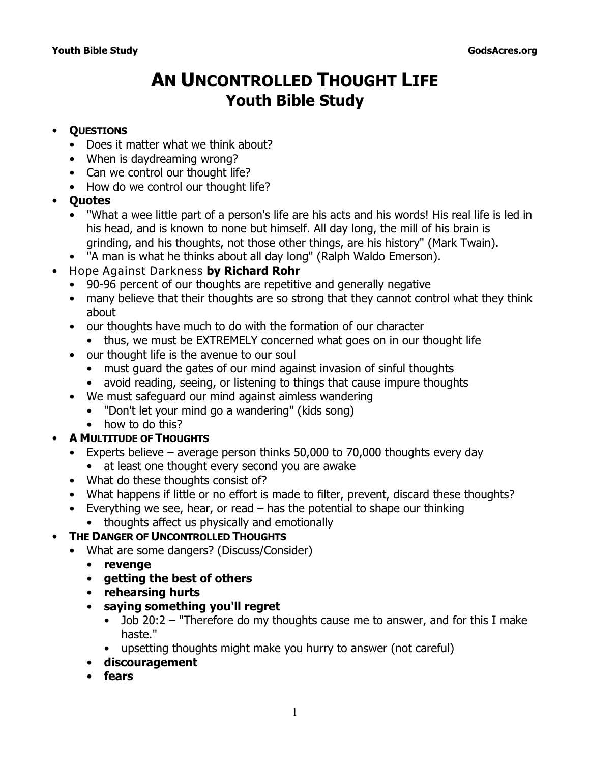# AN UNCONTROLLED THOUGHT LIFE
## Youth Bible Study

- **QUESTIONS**
  - Does it matter what we think about?
  - When is daydreaming wrong?
  - Can we control our thought life?
  - How do we control our thought life?
- **Quotes**
  - "What a wee little part of a person's life are his acts and his words! His real life is led in his head, and is known to none but himself. All day long, the mill of his brain is grinding, and his thoughts, not those other things, are his history" (Mark Twain).
  - "A man is what he thinks about all day long" (Ralph Waldo Emerson).
- Hope Against Darkness **by Richard Rohr**
  - 90-96 percent of our thoughts are repetitive and generally negative
  - many believe that their thoughts are so strong that they cannot control what they think about
  - our thoughts have much to do with the formation of our character
    - thus, we must be EXTREMELY concerned what goes on in our thought life
  - our thought life is the avenue to our soul
    - must guard the gates of our mind against invasion of sinful thoughts
    - avoid reading, seeing, or listening to things that cause impure thoughts
  - We must safeguard our mind against aimless wandering
    - "Don't let your mind go a wandering" (kids song)
    - how to do this?
- **A MULTITUDE OF THOUGHTS**
  - Experts believe – average person thinks 50,000 to 70,000 thoughts every day
    - at least one thought every second you are awake
  - What do these thoughts consist of?
  - What happens if little or no effort is made to filter, prevent, discard these thoughts?
  - Everything we see, hear, or read – has the potential to shape our thinking
    - thoughts affect us physically and emotionally
- **THE DANGER OF UNCONTROLLED THOUGHTS**
  - What are some dangers? (Discuss/Consider)
    - **revenge**
    - **getting the best of others**
    - **rehearsing hurts**
    - **saying something you'll regret**
      - Job 20:2 – "Therefore do my thoughts cause me to answer, and for this I make haste."
      - upsetting thoughts might make you hurry to answer (not careful)
    - **discouragement**
    - **fears**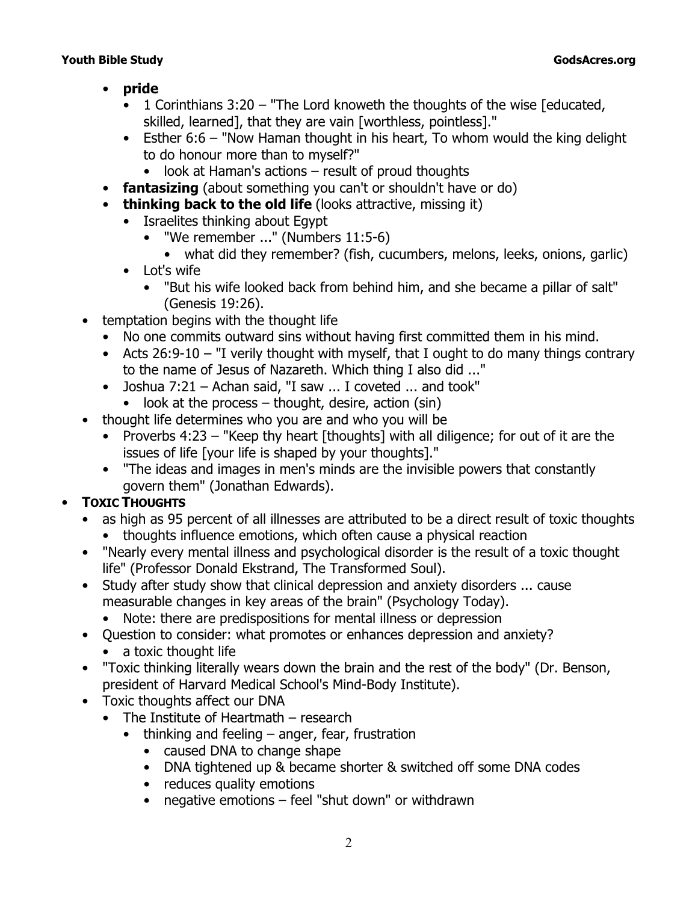- **pride**
  - 1 Corinthians 3:20 – "The Lord knoweth the thoughts of the wise [educated, skilled, learned], that they are vain [worthless, pointless]."
  - Esther 6:6 – "Now Haman thought in his heart, To whom would the king delight to do honour more than to myself?"
    - look at Haman's actions – result of proud thoughts
- **fantasizing** (about something you can't or shouldn't have or do)
- **thinking back to the old life** (looks attractive, missing it)
  - Israelites thinking about Egypt
    - "We remember ..." (Numbers 11:5-6)
      - what did they remember? (fish, cucumbers, melons, leeks, onions, garlic)
  - Lot's wife
    - "But his wife looked back from behind him, and she became a pillar of salt" (Genesis 19:26).
- temptation begins with the thought life
  - No one commits outward sins without having first committed them in his mind.
  - Acts 26:9-10 – "I verily thought with myself, that I ought to do many things contrary to the name of Jesus of Nazareth. Which thing I also did ..."
  - Joshua 7:21 – Achan said, "I saw ... I coveted ... and took"
    - look at the process – thought, desire, action (sin)
- thought life determines who you are and who you will be
  - Proverbs 4:23 – "Keep thy heart [thoughts] with all diligence; for out of it are the issues of life [your life is shaped by your thoughts]."
  - "The ideas and images in men's minds are the invisible powers that constantly govern them" (Jonathan Edwards).

- **TOXIC THOUGHTS**
  - as high as 95 percent of all illnesses are attributed to be a direct result of toxic thoughts
    - thoughts influence emotions, which often cause a physical reaction
  - "Nearly every mental illness and psychological disorder is the result of a toxic thought life" (Professor Donald Ekstrand, The Transformed Soul).
  - Study after study show that clinical depression and anxiety disorders ... cause measurable changes in key areas of the brain" (Psychology Today).
    - Note: there are predispositions for mental illness or depression
  - Question to consider: what promotes or enhances depression and anxiety?
    - a toxic thought life
  - "Toxic thinking literally wears down the brain and the rest of the body" (Dr. Benson, president of Harvard Medical School's Mind-Body Institute).
  - Toxic thoughts affect our DNA
    - The Institute of Heartmath – research
      - thinking and feeling – anger, fear, frustration
        - caused DNA to change shape
        - DNA tightened up & became shorter & switched off some DNA codes
        - reduces quality emotions
        - negative emotions – feel "shut down" or withdrawn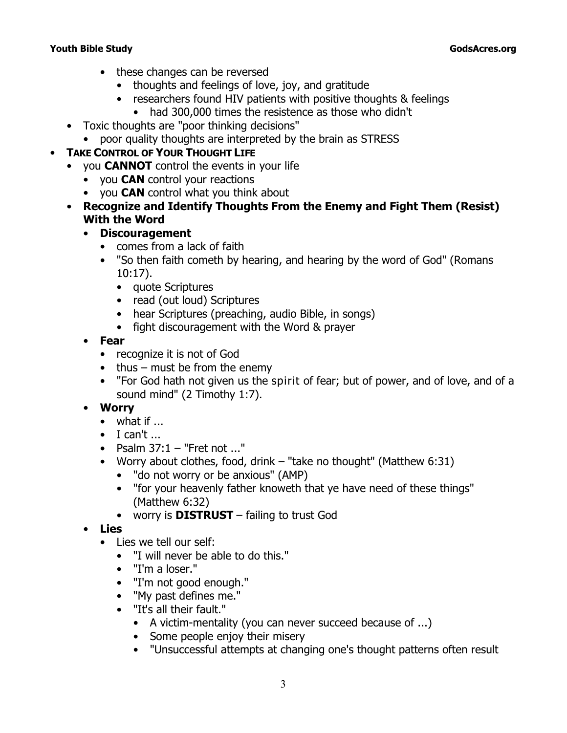- these changes can be reversed
  - thoughts and feelings of love, joy, and gratitude
  - researchers found HIV patients with positive thoughts & feelings
    - had 300,000 times the resistence as those who didn't
- Toxic thoughts are "poor thinking decisions"
  - poor quality thoughts are interpreted by the brain as STRESS

- **TAKE CONTROL OF YOUR THOUGHT LIFE**
  - you **CANNOT** control the events in your life
    - you **CAN** control your reactions
    - you **CAN** control what you think about
  - **Recognize and Identify Thoughts From the Enemy and Fight Them (Resist) With the Word**
    - **Discouragement**
      - comes from a lack of faith
      - "So then faith cometh by hearing, and hearing by the word of God" (Romans 10:17).
        - quote Scriptures
        - read (out loud) Scriptures
        - hear Scriptures (preaching, audio Bible, in songs)
        - fight discouragement with the Word & prayer
    - **Fear**
      - recognize it is not of God
      - thus – must be from the enemy
      - "For God hath not given us the spirit of fear; but of power, and of love, and of a sound mind" (2 Timothy 1:7).
    - **Worry**
      - what if ...
      - I can't ...
      - Psalm 37:1 – "Fret not ..."
      - Worry about clothes, food, drink – "take no thought" (Matthew 6:31)
        - "do not worry or be anxious" (AMP)
        - "for your heavenly father knoweth that ye have need of these things" (Matthew 6:32)
        - worry is **DISTRUST** – failing to trust God
    - **Lies**
      - Lies we tell our self:
        - "I will never be able to do this."
        - "I'm a loser."
        - "I'm not good enough."
        - "My past defines me."
        - "It's all their fault."
          - A victim-mentality (you can never succeed because of ...)
          - Some people enjoy their misery
          - "Unsuccessful attempts at changing one's thought patterns often result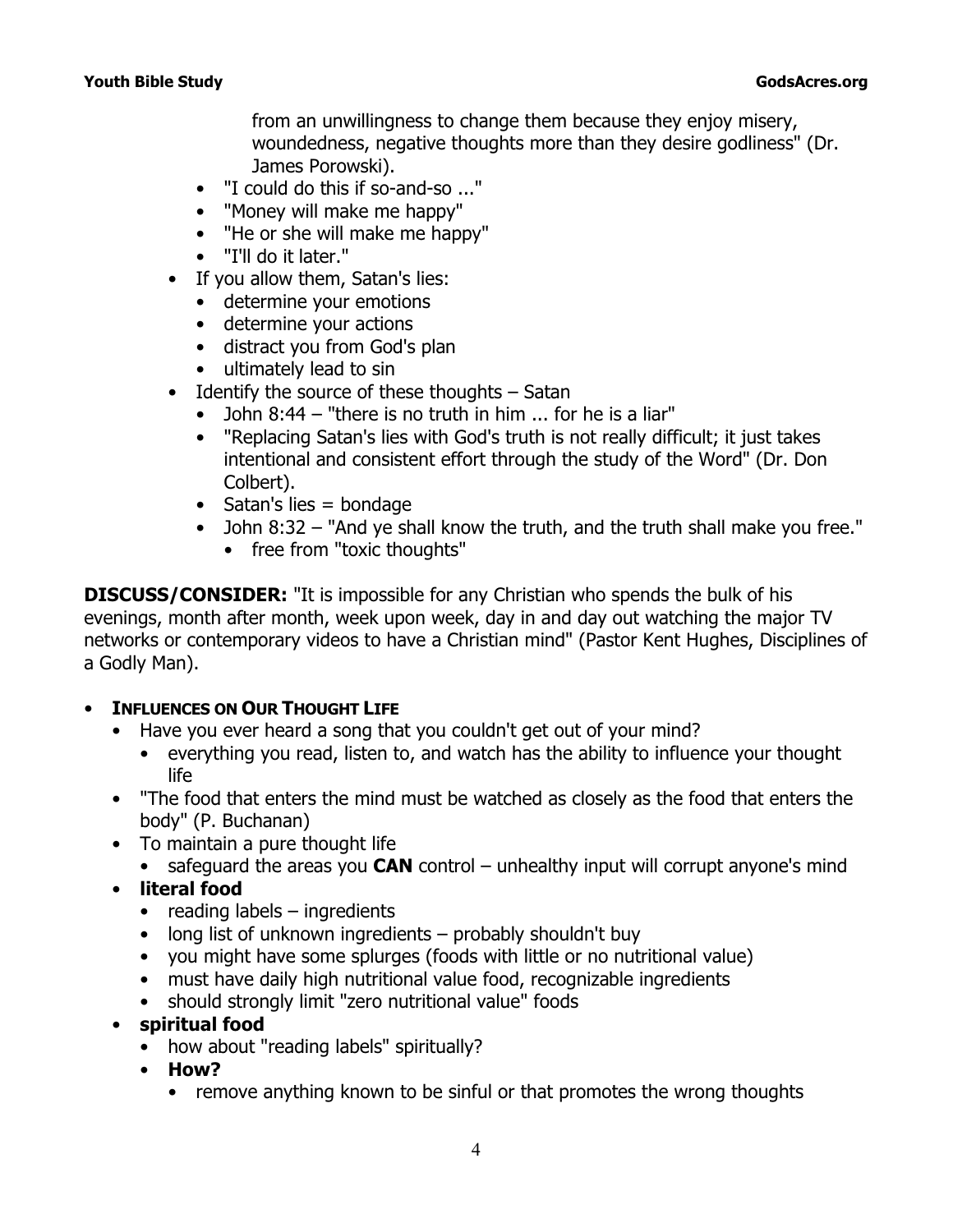from an unwillingness to change them because they enjoy misery, woundedness, negative thoughts more than they desire godliness" (Dr. James Porowski).

    - "I could do this if so-and-so ..."
    - "Money will make me happy"
    - "He or she will make me happy"
    - "I'll do it later."
- If you allow them, Satan's lies:
    - determine your emotions
    - determine your actions
    - distract you from God's plan
    - ultimately lead to sin
- Identify the source of these thoughts – Satan
    - John 8:44 – "there is no truth in him ... for he is a liar"
    - "Replacing Satan's lies with God's truth is not really difficult; it just takes intentional and consistent effort through the study of the Word" (Dr. Don Colbert).
    - Satan's lies = bondage
    - John 8:32 – "And ye shall know the truth, and the truth shall make you free."
        - free from "toxic thoughts"

**DISCUSS/CONSIDER:** "It is impossible for any Christian who spends the bulk of his evenings, month after month, week upon week, day in and day out watching the major TV networks or contemporary videos to have a Christian mind" (Pastor Kent Hughes, Disciplines of a Godly Man).

- **INFLUENCES ON OUR THOUGHT LIFE**
    - Have you ever heard a song that you couldn't get out of your mind?
        - everything you read, listen to, and watch has the ability to influence your thought life
    - "The food that enters the mind must be watched as closely as the food that enters the body" (P. Buchanan)
    - To maintain a pure thought life
        - safeguard the areas you **CAN** control – unhealthy input will corrupt anyone's mind
    - **literal food**
        - reading labels – ingredients
        - long list of unknown ingredients – probably shouldn't buy
        - you might have some splurges (foods with little or no nutritional value)
        - must have daily high nutritional value food, recognizable ingredients
        - should strongly limit "zero nutritional value" foods
    - **spiritual food**
        - how about "reading labels" spiritually?
        - **How?**
            - remove anything known to be sinful or that promotes the wrong thoughts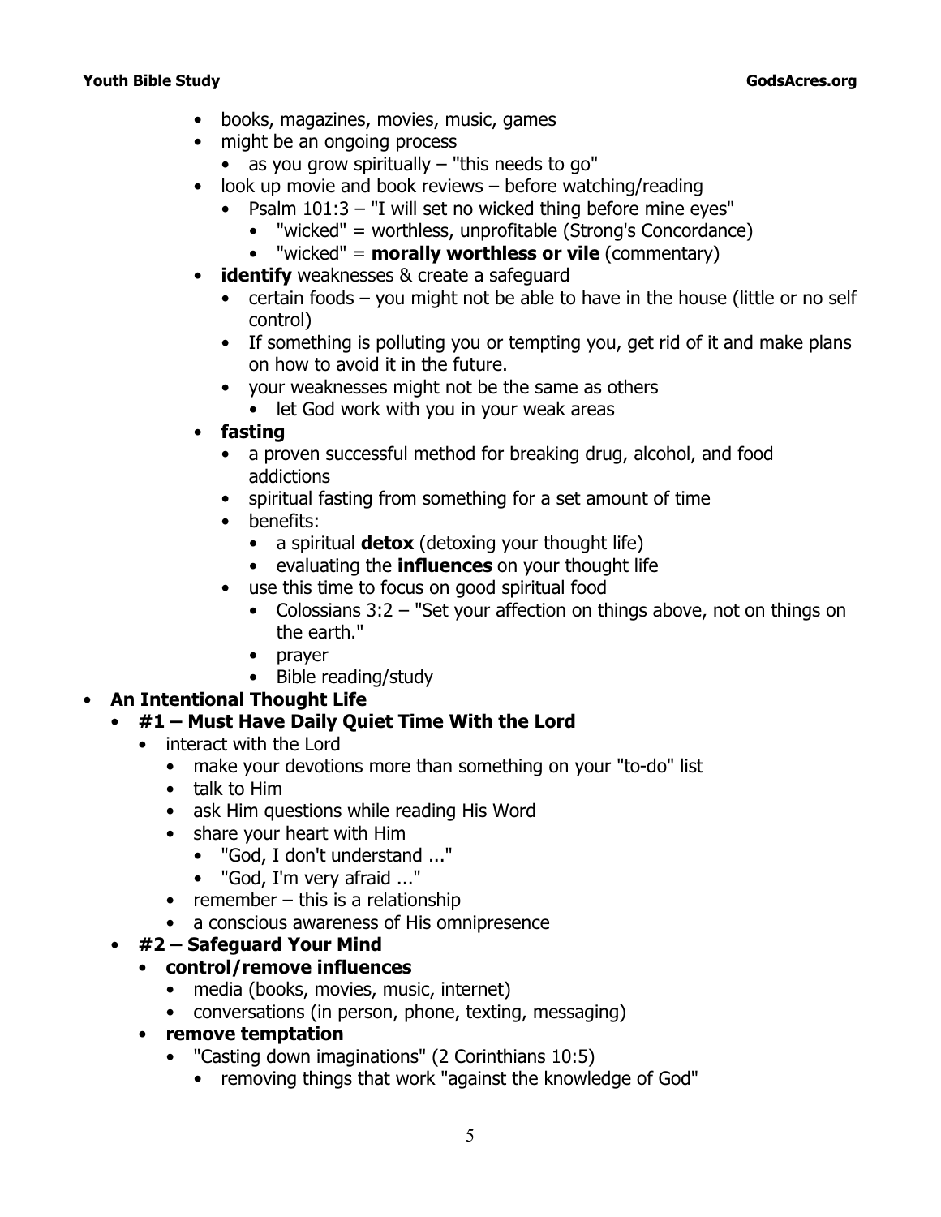- books, magazines, movies, music, games
- might be an ongoing process
  - as you grow spiritually – "this needs to go"
- look up movie and book reviews – before watching/reading
  - Psalm 101:3 – "I will set no wicked thing before mine eyes"
    - "wicked" = worthless, unprofitable (Strong's Concordance)
    - "wicked" = **morally worthless or vile** (commentary)
- **identify** weaknesses & create a safeguard
  - certain foods – you might not be able to have in the house (little or no self control)
  - If something is polluting you or tempting you, get rid of it and make plans on how to avoid it in the future.
  - your weaknesses might not be the same as others
    - let God work with you in your weak areas
- **fasting**
  - a proven successful method for breaking drug, alcohol, and food addictions
  - spiritual fasting from something for a set amount of time
  - benefits:
    - a spiritual **detox** (detoxing your thought life)
    - evaluating the **influences** on your thought life
  - use this time to focus on good spiritual food
    - Colossians 3:2 – "Set your affection on things above, not on things on the earth."
    - prayer
    - Bible reading/study

- **An Intentional Thought Life**
  - **#1 – Must Have Daily Quiet Time With the Lord**
    - interact with the Lord
      - make your devotions more than something on your "to-do" list
      - talk to Him
      - ask Him questions while reading His Word
      - share your heart with Him
        - "God, I don't understand ..."
        - "God, I'm very afraid ..."
      - remember – this is a relationship
      - a conscious awareness of His omnipresence
  - **#2 – Safeguard Your Mind**
    - **control/remove influences**
      - media (books, movies, music, internet)
      - conversations (in person, phone, texting, messaging)
    - **remove temptation**
      - "Casting down imaginations" (2 Corinthians 10:5)
        - removing things that work "against the knowledge of God"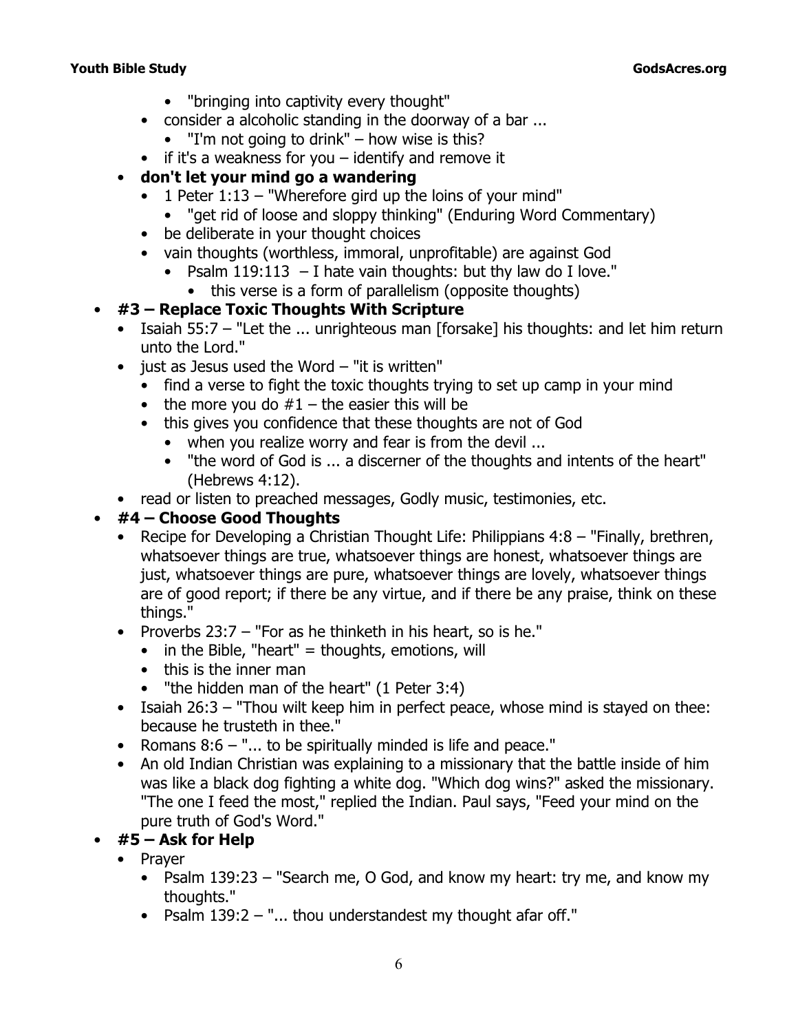- "bringing into captivity every thought"
  - consider a alcoholic standing in the doorway of a bar ...
    - "I'm not going to drink" – how wise is this?
  - if it's a weakness for you – identify and remove it
- **don't let your mind go a wandering**
  - 1 Peter 1:13 – "Wherefore gird up the loins of your mind"
    - "get rid of loose and sloppy thinking" (Enduring Word Commentary)
  - be deliberate in your thought choices
  - vain thoughts (worthless, immoral, unprofitable) are against God
    - Psalm 119:113 – I hate vain thoughts: but thy law do I love."
      - this verse is a form of parallelism (opposite thoughts)

- **#3 – Replace Toxic Thoughts With Scripture**
  - Isaiah 55:7 – "Let the ... unrighteous man [forsake] his thoughts: and let him return unto the Lord."
  - just as Jesus used the Word – "it is written"
    - find a verse to fight the toxic thoughts trying to set up camp in your mind
    - the more you do #1 – the easier this will be
    - this gives you confidence that these thoughts are not of God
      - when you realize worry and fear is from the devil ...
      - "the word of God is ... a discerner of the thoughts and intents of the heart" (Hebrews 4:12).
  - read or listen to preached messages, Godly music, testimonies, etc.

- **#4 – Choose Good Thoughts**
  - Recipe for Developing a Christian Thought Life: Philippians 4:8 – "Finally, brethren, whatsoever things are true, whatsoever things are honest, whatsoever things are just, whatsoever things are pure, whatsoever things are lovely, whatsoever things are of good report; if there be any virtue, and if there be any praise, think on these things."
  - Proverbs 23:7 – "For as he thinketh in his heart, so is he."
    - in the Bible, "heart" = thoughts, emotions, will
    - this is the inner man
    - "the hidden man of the heart" (1 Peter 3:4)
  - Isaiah 26:3 – "Thou wilt keep him in perfect peace, whose mind is stayed on thee: because he trusteth in thee."
  - Romans 8:6 – "... to be spiritually minded is life and peace."
  - An old Indian Christian was explaining to a missionary that the battle inside of him was like a black dog fighting a white dog. "Which dog wins?" asked the missionary. "The one I feed the most," replied the Indian. Paul says, "Feed your mind on the pure truth of God's Word."

- **#5 – Ask for Help**
  - Prayer
    - Psalm 139:23 – "Search me, O God, and know my heart: try me, and know my thoughts."
    - Psalm 139:2 – "... thou understandest my thought afar off."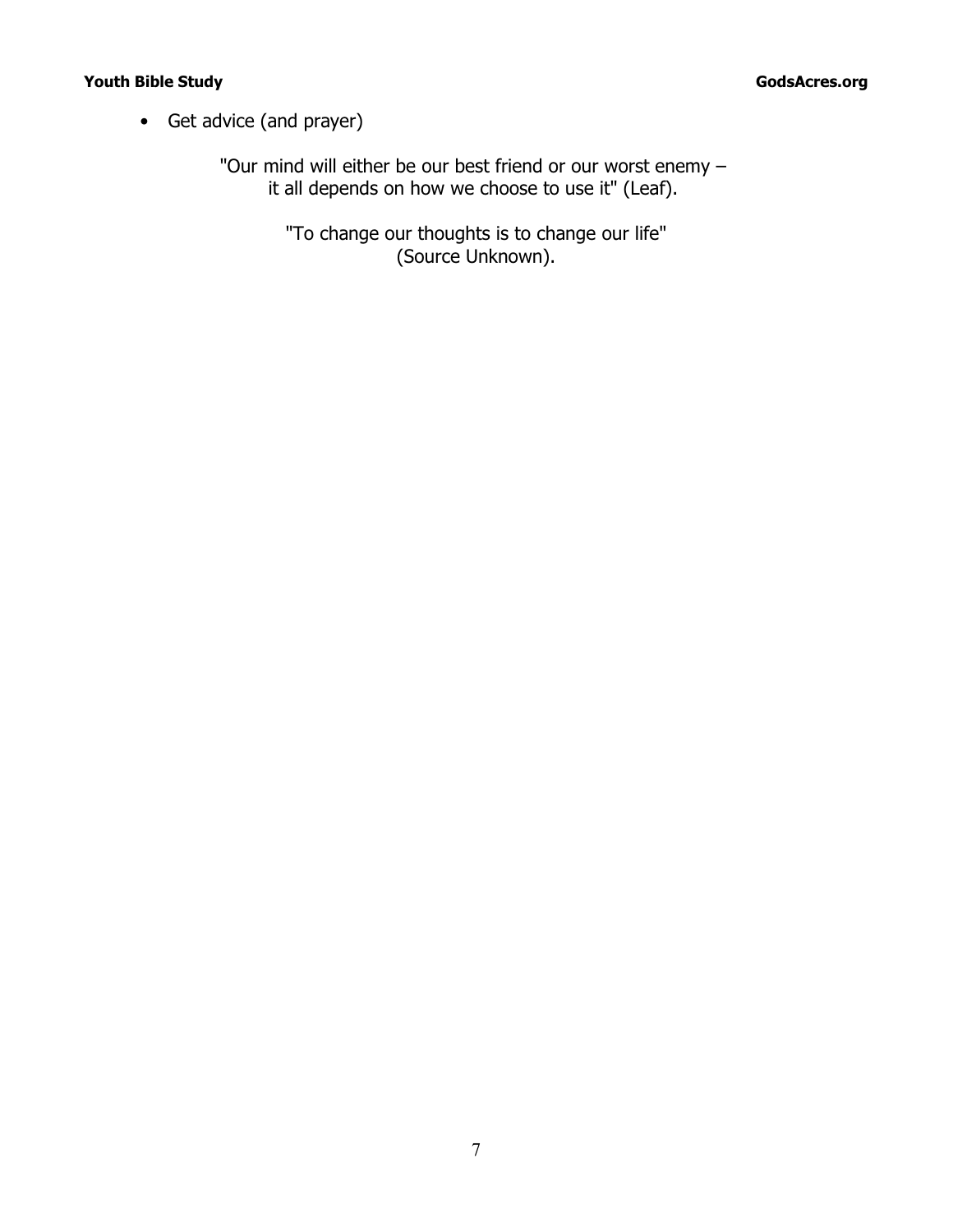- Get advice (and prayer)

"Our mind will either be our best friend or our worst enemy – it all depends on how we choose to use it" (Leaf).

"To change our thoughts is to change our life" (Source Unknown).